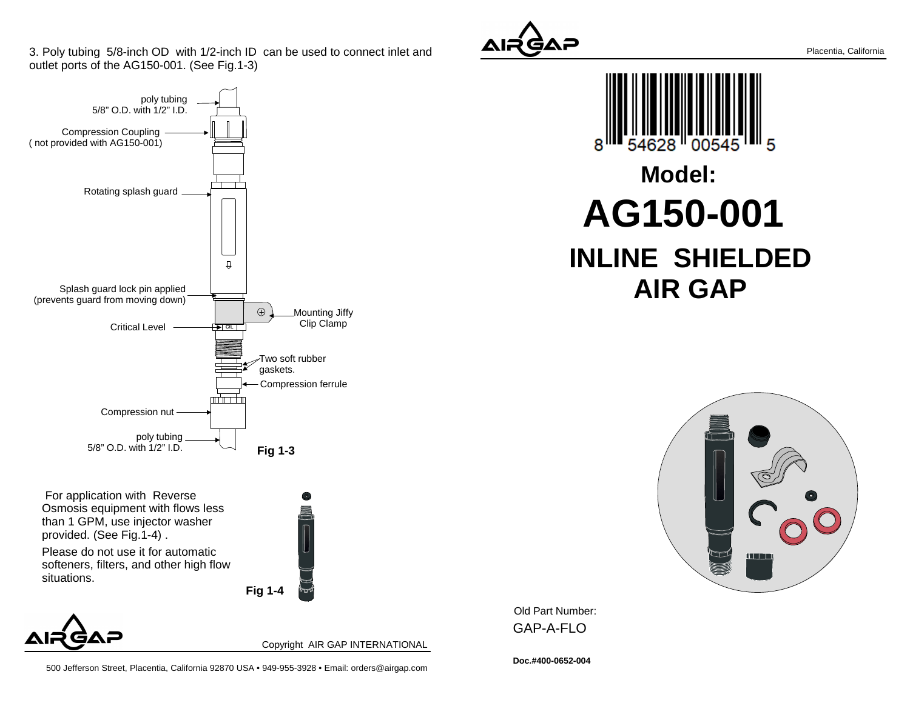3. Poly tubing 5/8-inch OD with 1/2-inch ID can be used to connect inlet and outlet ports of the AG150-001. (See Fig.1-3)

poly tubing 5/8" O.D. with 1/2" I.D.

Compression Coupling ( not provided with AG150-001)

Rotating splash guard

Splash guard lock pin applied (prevents guard from moving down)

Mounting Jiffy Clip Clamp

Critical Level

Two soft rubber gaskets.

Compression ferrule

Compression nut

poly tubing 5/8" O.D. with 1/2" I.D.

**Fig 1-3**

For application with Reverse Osmosis equipment with flows less than 1 GPM, use injector washer provided. (See Fig.1-4) .

Please do not use it for automatic softeners, filters, and other high flow situations.

**Fig 1-4**

Copyright AIR GAP INTERNATIONAL

500 Jefferson Street, Placentia, California 92870 USA • 949-955-3928 • Email: orders@airgap.com

AIRGAP

Placentia, California

8 54628 00545 5

# Model:

# AG150-001

# INLINE SHIELDED AIR GAP

Old Part Number:

GAP-A-FLO

**Doc.#400-0652-004**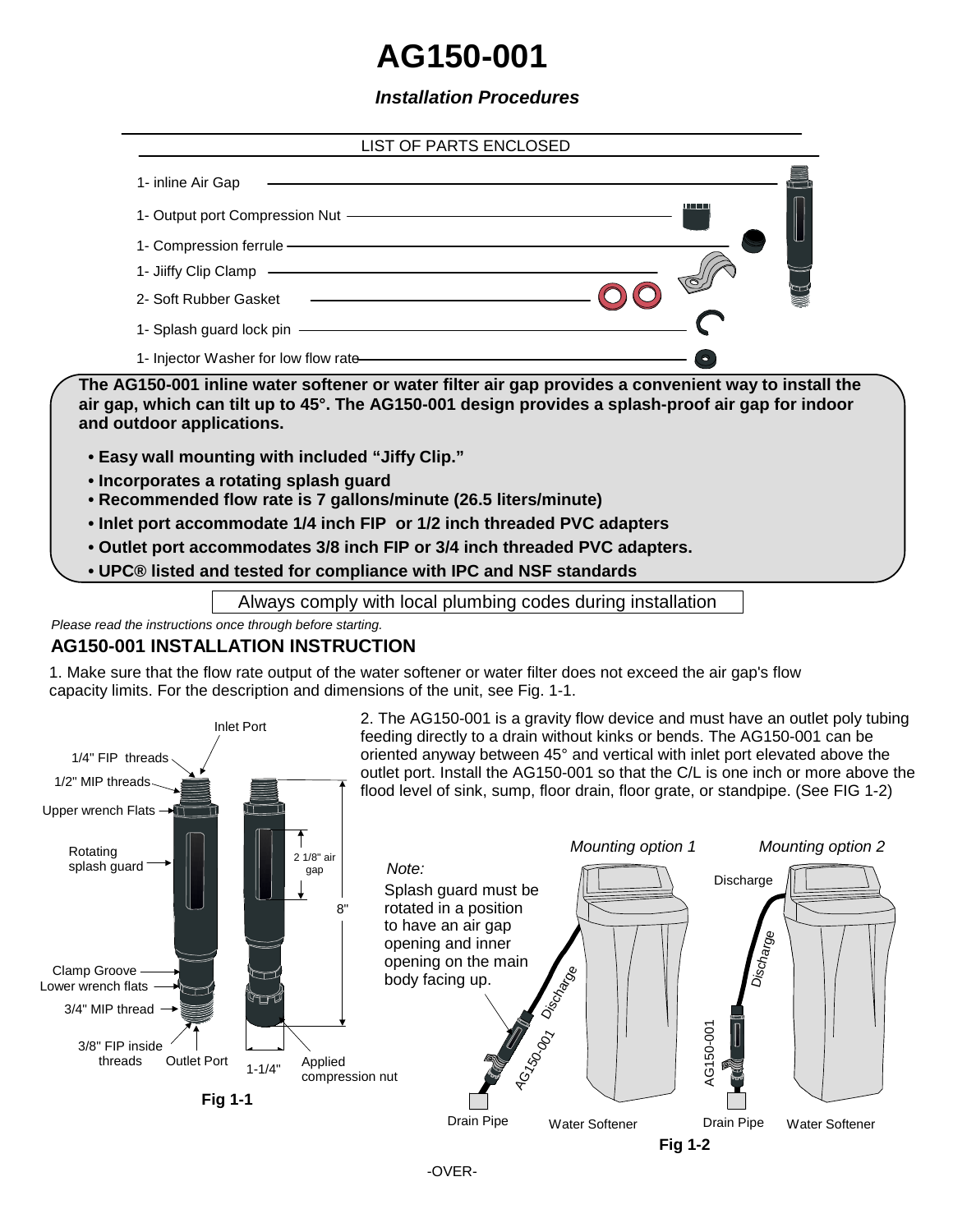# AG150-001

***Installation Procedures***

LIST OF PARTS ENCLOSED

- 1- inline Air Gap
- 1- Output port Compression Nut
- 1- Compression ferrule
- 1- Jiiffy Clip Clamp
- 2- Soft Rubber Gasket
- 1- Splash guard lock pin
- 1- Injector Washer for low flow rate

**The AG150-001 inline water softener or water filter air gap provides a convenient way to install the air gap, which can tilt up to 45°. The AG150-001 design provides a splash-proof air gap for indoor and outdoor applications.**

- **Easy wall mounting with included "Jiffy Clip."**
- **Incorporates a rotating splash guard**
- **Recommended flow rate is 7 gallons/minute (26.5 liters/minute)**
- **Inlet port accommodate 1/4 inch FIP or 1/2 inch threaded PVC adapters**
- **Outlet port accommodates 3/8 inch FIP or 3/4 inch threaded PVC adapters.**
- **UPC® listed and tested for compliance with IPC and NSF standards**

Always comply with local plumbing codes during installation

*Please read the instructions once through before starting.*

## AG150-001 INSTALLATION INSTRUCTION

1. Make sure that the flow rate output of the water softener or water filter does not exceed the air gap's flow capacity limits. For the description and dimensions of the unit, see Fig. 1-1.

Inlet Port
1/4" FIP threads
1/2" MIP threads
Upper wrench Flats
Rotating splash guard
2 1/8" air gap
8"
Clamp Groove
Lower wrench flats
3/4" MIP thread
3/8" FIP inside threads
Outlet Port
1-1/4"
Applied compression nut

**Fig 1-1**

2. The AG150-001 is a gravity flow device and must have an outlet poly tubing feeding directly to a drain without kinks or bends. The AG150-001 can be oriented anyway between 45° and vertical with inlet port elevated above the outlet port. Install the AG150-001 so that the C/L is one inch or more above the flood level of sink, sump, floor drain, floor grate, or standpipe. (See FIG 1-2)

*Mounting option 1*
*Mounting option 2*

*Note:*
Splash guard must be rotated in a position to have an air gap opening and inner opening on the main body facing up.

Discharge
AG150-001
Drain Pipe
Water Softener

**Fig 1-2**

-OVER-